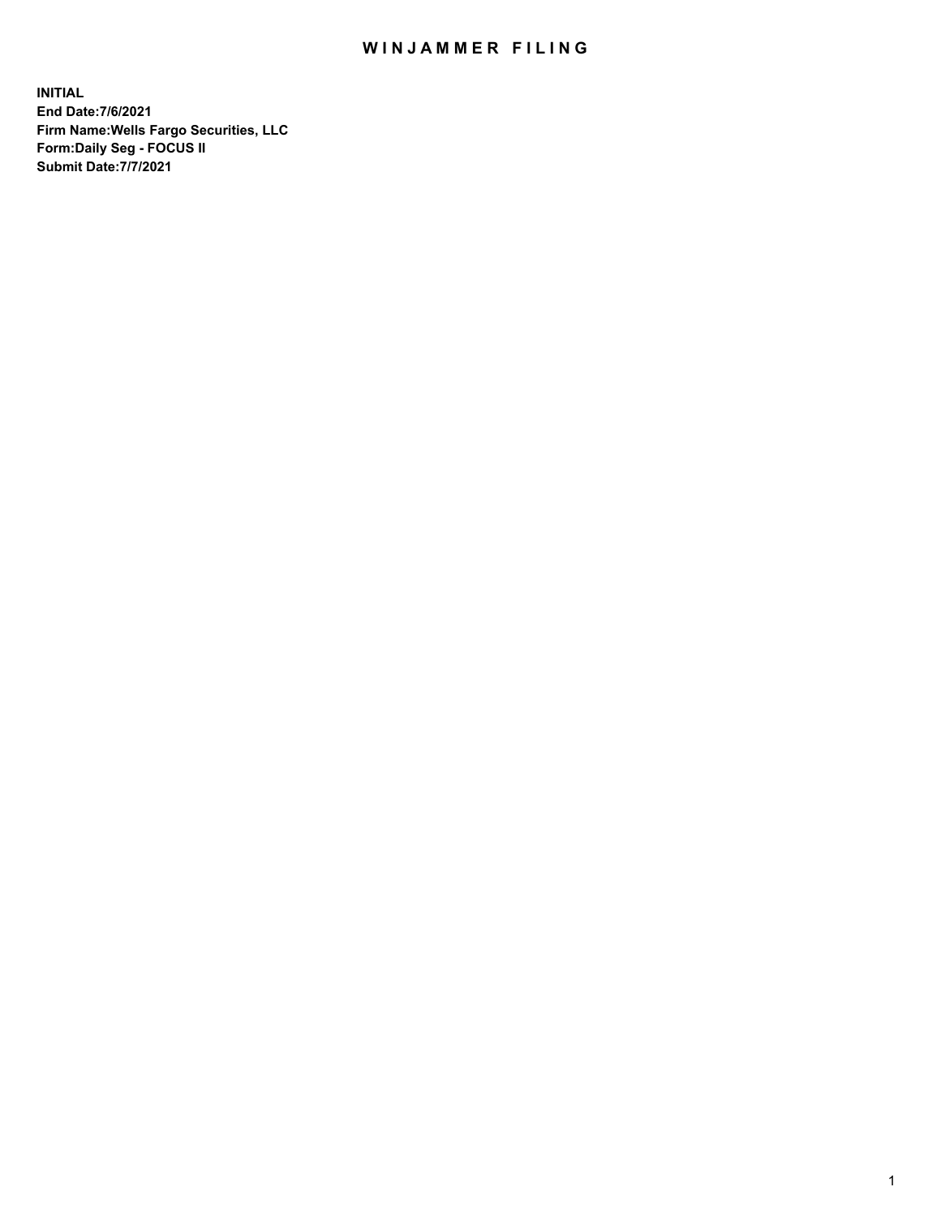# WINJAMMER FILING

**INITIAL**
**End Date:7/6/2021**
**Firm Name:Wells Fargo Securities, LLC**
**Form:Daily Seg - FOCUS II**
**Submit Date:7/7/2021**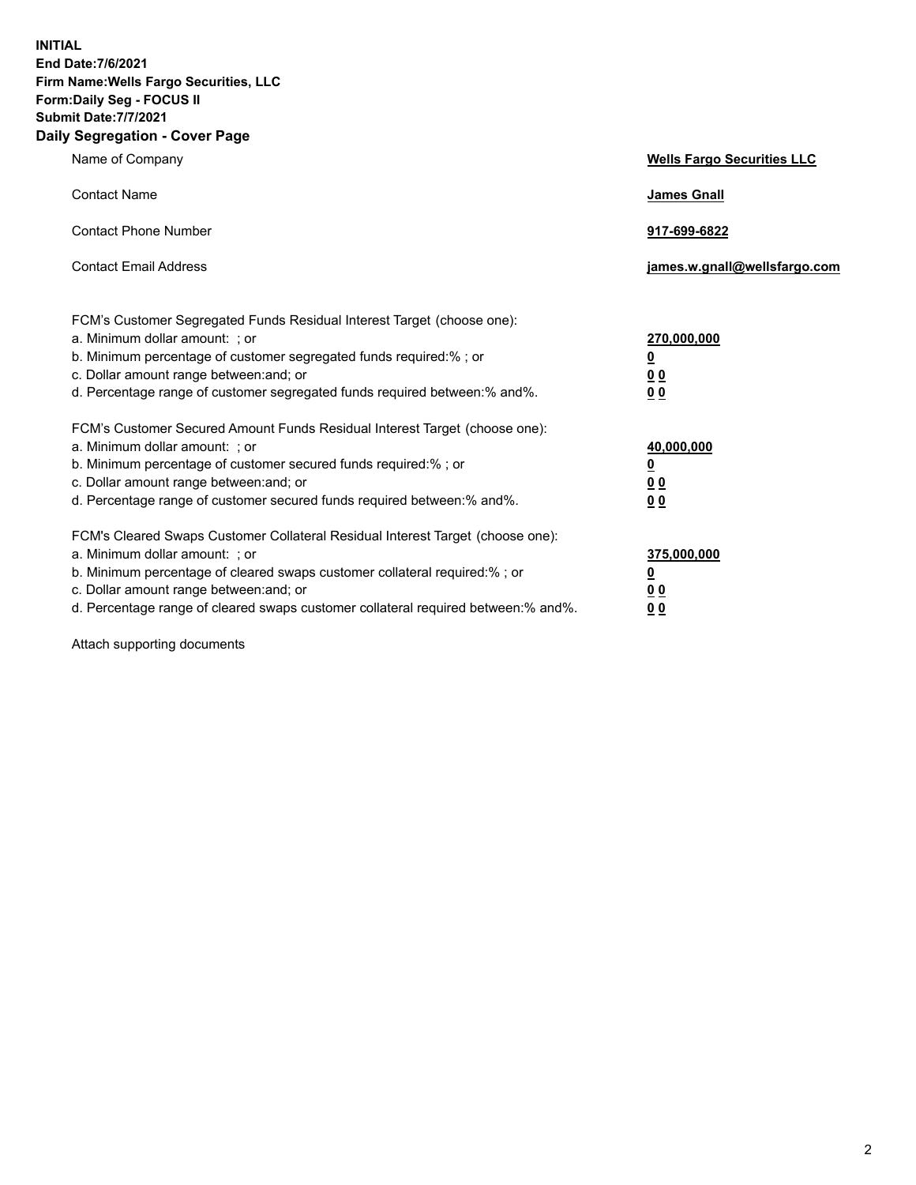**INITIAL**
**End Date:7/6/2021**
**Firm Name:Wells Fargo Securities, LLC**
**Form:Daily Seg - FOCUS II**
**Submit Date:7/7/2021**

## Daily Segregation - Cover Page

| | |
|---|---|
| Name of Company | **Wells Fargo Securities LLC** |
| Contact Name | **James Gnall** |
| Contact Phone Number | **917-699-6822** |
| Contact Email Address | **james.w.gnall@wellsfargo.com** |

FCM's Customer Segregated Funds Residual Interest Target (choose one):

| | |
|---|---|
| a. Minimum dollar amount: ; or | **270,000,000** |
| b. Minimum percentage of customer segregated funds required:% ; or | **0** |
| c. Dollar amount range between:and; or | **0 0** |
| d. Percentage range of customer segregated funds required between:% and%. | **0 0** |

FCM's Customer Secured Amount Funds Residual Interest Target (choose one):

| | |
|---|---|
| a. Minimum dollar amount: ; or | **40,000,000** |
| b. Minimum percentage of customer secured funds required:% ; or | **0** |
| c. Dollar amount range between:and; or | **0 0** |
| d. Percentage range of customer secured funds required between:% and%. | **0 0** |

FCM's Cleared Swaps Customer Collateral Residual Interest Target (choose one):

| | |
|---|---|
| a. Minimum dollar amount: ; or | **375,000,000** |
| b. Minimum percentage of cleared swaps customer collateral required:% ; or | **0** |
| c. Dollar amount range between:and; or | **0 0** |
| d. Percentage range of cleared swaps customer collateral required between:% and%. | **0 0** |

Attach supporting documents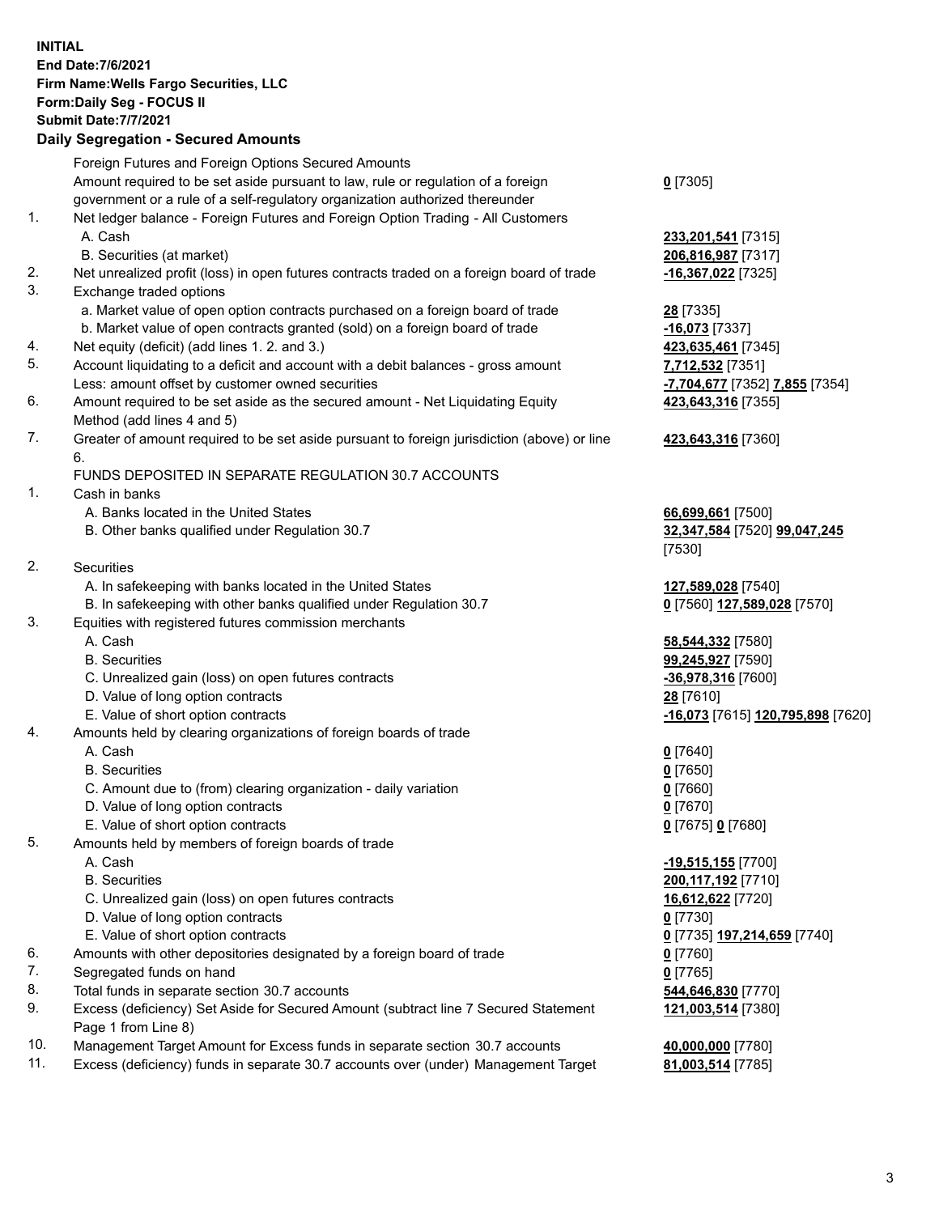**INITIAL**
**End Date:7/6/2021**
**Firm Name:Wells Fargo Securities, LLC**
**Form:Daily Seg - FOCUS II**
**Submit Date:7/7/2021**

## Daily Segregation - Secured Amounts

| | | |
|---|---|---|
| | Foreign Futures and Foreign Options Secured Amounts | |
| | Amount required to be set aside pursuant to law, rule or regulation of a foreign government or a rule of a self-regulatory organization authorized thereunder | **0** [7305] |
| 1. | Net ledger balance - Foreign Futures and Foreign Option Trading - All Customers | |
| | A. Cash | **233,201,541** [7315] |
| | B. Securities (at market) | **206,816,987** [7317] |
| 2. | Net unrealized profit (loss) in open futures contracts traded on a foreign board of trade | **-16,367,022** [7325] |
| 3. | Exchange traded options | |
| | a. Market value of open option contracts purchased on a foreign board of trade | **28** [7335] |
| | b. Market value of open contracts granted (sold) on a foreign board of trade | **-16,073** [7337] |
| 4. | Net equity (deficit) (add lines 1. 2. and 3.) | **423,635,461** [7345] |
| 5. | Account liquidating to a deficit and account with a debit balances - gross amount | **7,712,532** [7351] |
| | Less: amount offset by customer owned securities | **-7,704,677** [7352] **7,855** [7354] |
| 6. | Amount required to be set aside as the secured amount - Net Liquidating Equity Method (add lines 4 and 5) | **423,643,316** [7355] |
| 7. | Greater of amount required to be set aside pursuant to foreign jurisdiction (above) or line 6. | **423,643,316** [7360] |
| | FUNDS DEPOSITED IN SEPARATE REGULATION 30.7 ACCOUNTS | |
| 1. | Cash in banks | |
| | A. Banks located in the United States | **66,699,661** [7500] |
| | B. Other banks qualified under Regulation 30.7 | **32,347,584** [7520] **99,047,245** [7530] |
| 2. | Securities | |
| | A. In safekeeping with banks located in the United States | **127,589,028** [7540] |
| | B. In safekeeping with other banks qualified under Regulation 30.7 | **0** [7560] **127,589,028** [7570] |
| 3. | Equities with registered futures commission merchants | |
| | A. Cash | **58,544,332** [7580] |
| | B. Securities | **99,245,927** [7590] |
| | C. Unrealized gain (loss) on open futures contracts | **-36,978,316** [7600] |
| | D. Value of long option contracts | **28** [7610] |
| | E. Value of short option contracts | **-16,073** [7615] **120,795,898** [7620] |
| 4. | Amounts held by clearing organizations of foreign boards of trade | |
| | A. Cash | **0** [7640] |
| | B. Securities | **0** [7650] |
| | C. Amount due to (from) clearing organization - daily variation | **0** [7660] |
| | D. Value of long option contracts | **0** [7670] |
| | E. Value of short option contracts | **0** [7675] **0** [7680] |
| 5. | Amounts held by members of foreign boards of trade | |
| | A. Cash | **-19,515,155** [7700] |
| | B. Securities | **200,117,192** [7710] |
| | C. Unrealized gain (loss) on open futures contracts | **16,612,622** [7720] |
| | D. Value of long option contracts | **0** [7730] |
| | E. Value of short option contracts | **0** [7735] **197,214,659** [7740] |
| 6. | Amounts with other depositories designated by a foreign board of trade | **0** [7760] |
| 7. | Segregated funds on hand | **0** [7765] |
| 8. | Total funds in separate section 30.7 accounts | **544,646,830** [7770] |
| 9. | Excess (deficiency) Set Aside for Secured Amount (subtract line 7 Secured Statement Page 1 from Line 8) | **121,003,514** [7380] |
| 10. | Management Target Amount for Excess funds in separate section 30.7 accounts | **40,000,000** [7780] |
| 11. | Excess (deficiency) funds in separate 30.7 accounts over (under) Management Target | **81,003,514** [7785] |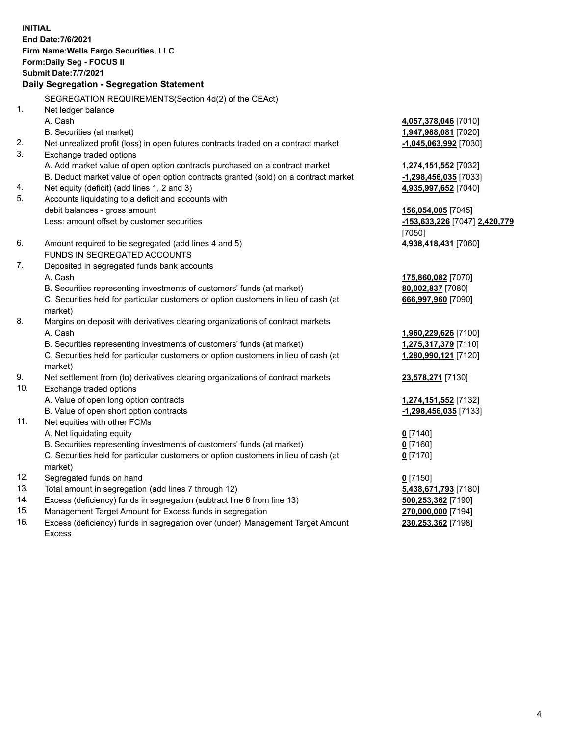**INITIAL**
**End Date:7/6/2021**
**Firm Name:Wells Fargo Securities, LLC**
**Form:Daily Seg - FOCUS II**
**Submit Date:7/7/2021**

## Daily Segregation - Segregation Statement

SEGREGATION REQUIREMENTS(Section 4d(2) of the CEAct)

| | | |
|---|---|---|
| 1. | Net ledger balance | |
| | A. Cash | **4,057,378,046** [7010] |
| | B. Securities (at market) | **1,947,988,081** [7020] |
| 2. | Net unrealized profit (loss) in open futures contracts traded on a contract market | **-1,045,063,992** [7030] |
| 3. | Exchange traded options | |
| | A. Add market value of open option contracts purchased on a contract market | **1,274,151,552** [7032] |
| | B. Deduct market value of open option contracts granted (sold) on a contract market | **-1,298,456,035** [7033] |
| 4. | Net equity (deficit) (add lines 1, 2 and 3) | **4,935,997,652** [7040] |
| 5. | Accounts liquidating to a deficit and accounts with debit balances - gross amount | **156,054,005** [7045] |
| | Less: amount offset by customer securities | **-153,633,226** [7047] **2,420,779** [7050] |
| 6. | Amount required to be segregated (add lines 4 and 5) | **4,938,418,431** [7060] |
| | FUNDS IN SEGREGATED ACCOUNTS | |
| 7. | Deposited in segregated funds bank accounts | |
| | A. Cash | **175,860,082** [7070] |
| | B. Securities representing investments of customers' funds (at market) | **80,002,837** [7080] |
| | C. Securities held for particular customers or option customers in lieu of cash (at market) | **666,997,960** [7090] |
| 8. | Margins on deposit with derivatives clearing organizations of contract markets | |
| | A. Cash | **1,960,229,626** [7100] |
| | B. Securities representing investments of customers' funds (at market) | **1,275,317,379** [7110] |
| | C. Securities held for particular customers or option customers in lieu of cash (at market) | **1,280,990,121** [7120] |
| 9. | Net settlement from (to) derivatives clearing organizations of contract markets | **23,578,271** [7130] |
| 10. | Exchange traded options | |
| | A. Value of open long option contracts | **1,274,151,552** [7132] |
| | B. Value of open short option contracts | **-1,298,456,035** [7133] |
| 11. | Net equities with other FCMs | |
| | A. Net liquidating equity | **0** [7140] |
| | B. Securities representing investments of customers' funds (at market) | **0** [7160] |
| | C. Securities held for particular customers or option customers in lieu of cash (at market) | **0** [7170] |
| 12. | Segregated funds on hand | **0** [7150] |
| 13. | Total amount in segregation (add lines 7 through 12) | **5,438,671,793** [7180] |
| 14. | Excess (deficiency) funds in segregation (subtract line 6 from line 13) | **500,253,362** [7190] |
| 15. | Management Target Amount for Excess funds in segregation | **270,000,000** [7194] |
| 16. | Excess (deficiency) funds in segregation over (under) Management Target Amount Excess | **230,253,362** [7198] |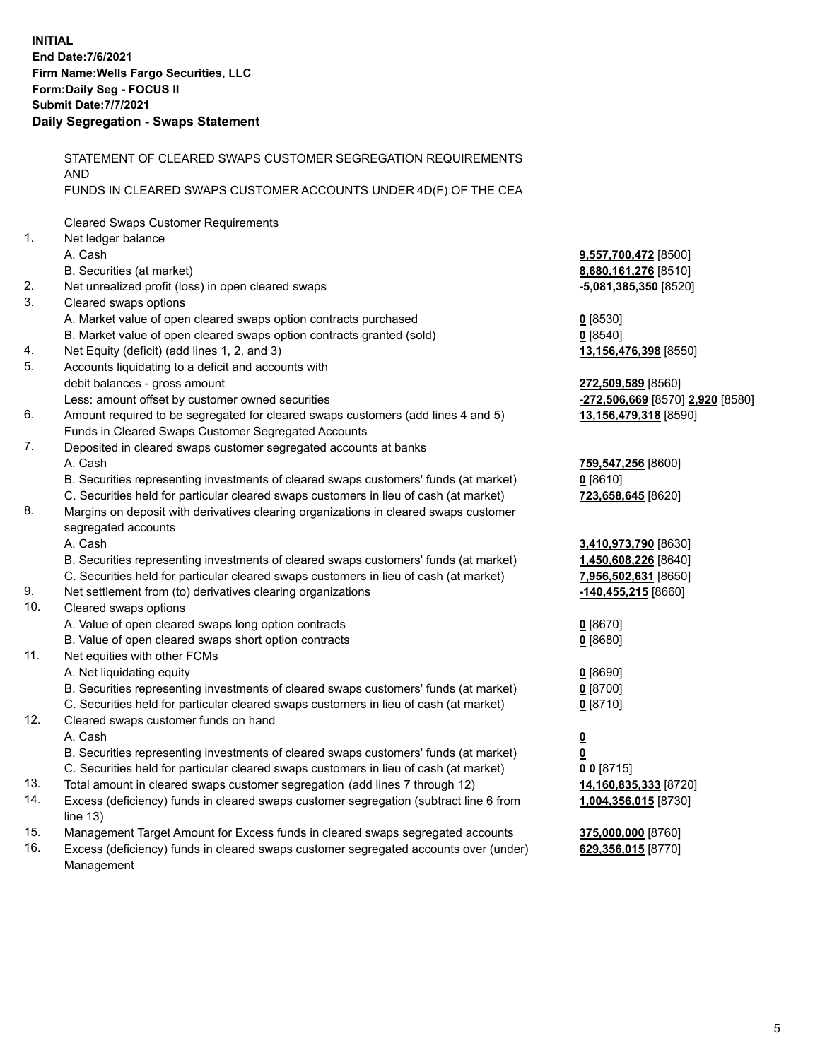**INITIAL**
**End Date:7/6/2021**
**Firm Name:Wells Fargo Securities, LLC**
**Form:Daily Seg - FOCUS II**
**Submit Date:7/7/2021**
**Daily Segregation - Swaps Statement**

STATEMENT OF CLEARED SWAPS CUSTOMER SEGREGATION REQUIREMENTS AND FUNDS IN CLEARED SWAPS CUSTOMER ACCOUNTS UNDER 4D(F) OF THE CEA

| | | |
|---|---|---|
| | Cleared Swaps Customer Requirements | |
| 1. | Net ledger balance | |
| | A. Cash | **9,557,700,472** [8500] |
| | B. Securities (at market) | **8,680,161,276** [8510] |
| 2. | Net unrealized profit (loss) in open cleared swaps | **-5,081,385,350** [8520] |
| 3. | Cleared swaps options | |
| | A. Market value of open cleared swaps option contracts purchased | **0** [8530] |
| | B. Market value of open cleared swaps option contracts granted (sold) | **0** [8540] |
| 4. | Net Equity (deficit) (add lines 1, 2, and 3) | **13,156,476,398** [8550] |
| 5. | Accounts liquidating to a deficit and accounts with debit balances - gross amount | **272,509,589** [8560] |
| | Less: amount offset by customer owned securities | **-272,506,669** [8570] **2,920** [8580] |
| 6. | Amount required to be segregated for cleared swaps customers (add lines 4 and 5) | **13,156,479,318** [8590] |
| | Funds in Cleared Swaps Customer Segregated Accounts | |
| 7. | Deposited in cleared swaps customer segregated accounts at banks | |
| | A. Cash | **759,547,256** [8600] |
| | B. Securities representing investments of cleared swaps customers' funds (at market) | **0** [8610] |
| | C. Securities held for particular cleared swaps customers in lieu of cash (at market) | **723,658,645** [8620] |
| 8. | Margins on deposit with derivatives clearing organizations in cleared swaps customer segregated accounts | |
| | A. Cash | **3,410,973,790** [8630] |
| | B. Securities representing investments of cleared swaps customers' funds (at market) | **1,450,608,226** [8640] |
| | C. Securities held for particular cleared swaps customers in lieu of cash (at market) | **7,956,502,631** [8650] |
| 9. | Net settlement from (to) derivatives clearing organizations | **-140,455,215** [8660] |
| 10. | Cleared swaps options | |
| | A. Value of open cleared swaps long option contracts | **0** [8670] |
| | B. Value of open cleared swaps short option contracts | **0** [8680] |
| 11. | Net equities with other FCMs | |
| | A. Net liquidating equity | **0** [8690] |
| | B. Securities representing investments of cleared swaps customers' funds (at market) | **0** [8700] |
| | C. Securities held for particular cleared swaps customers in lieu of cash (at market) | **0** [8710] |
| 12. | Cleared swaps customer funds on hand | |
| | A. Cash | **0** |
| | B. Securities representing investments of cleared swaps customers' funds (at market) | **0** |
| | C. Securities held for particular cleared swaps customers in lieu of cash (at market) | **0** **0** [8715] |
| 13. | Total amount in cleared swaps customer segregation (add lines 7 through 12) | **14,160,835,333** [8720] |
| 14. | Excess (deficiency) funds in cleared swaps customer segregation (subtract line 6 from line 13) | **1,004,356,015** [8730] |
| 15. | Management Target Amount for Excess funds in cleared swaps segregated accounts | **375,000,000** [8760] |
| 16. | Excess (deficiency) funds in cleared swaps customer segregated accounts over (under) Management | **629,356,015** [8770] |